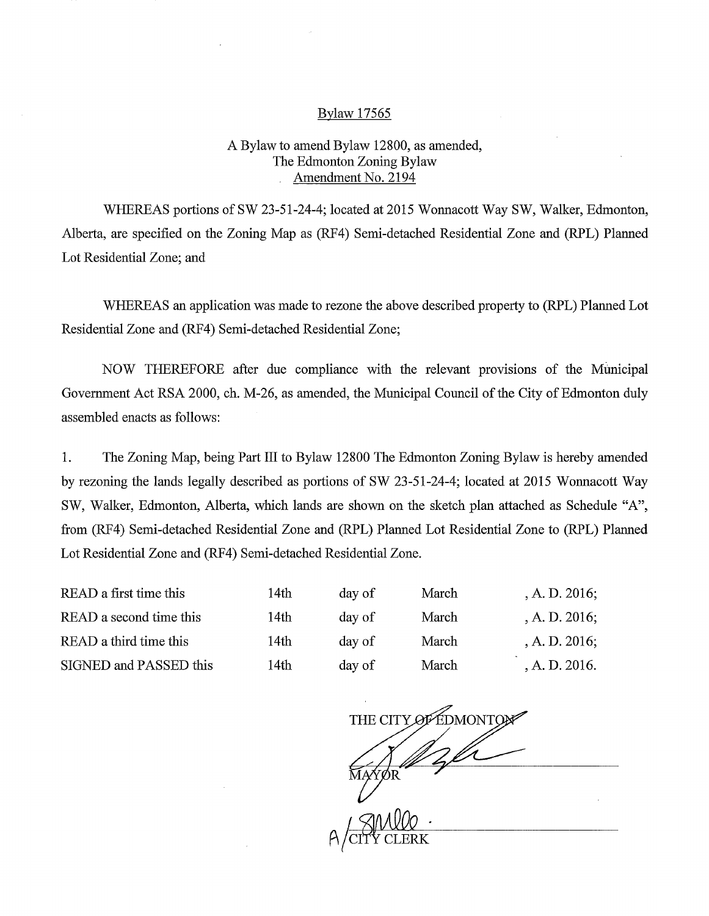# Bylaw 17565

A Bylaw to amend Bylaw 12800, as amended,
The Edmonton Zoning Bylaw
Amendment No. 2194

WHEREAS portions of SW 23-51-24-4; located at 2015 Wonnacott Way SW, Walker, Edmonton, Alberta, are specified on the Zoning Map as (RF4) Semi-detached Residential Zone and (RPL) Planned Lot Residential Zone; and

WHEREAS an application was made to rezone the above described property to (RPL) Planned Lot Residential Zone and (RF4) Semi-detached Residential Zone;

NOW THEREFORE after due compliance with the relevant provisions of the Municipal Government Act RSA 2000, ch. M-26, as amended, the Municipal Council of the City of Edmonton duly assembled enacts as follows:

1. The Zoning Map, being Part III to Bylaw 12800 The Edmonton Zoning Bylaw is hereby amended by rezoning the lands legally described as portions of SW 23-51-24-4; located at 2015 Wonnacott Way SW, Walker, Edmonton, Alberta, which lands are shown on the sketch plan attached as Schedule "A", from (RF4) Semi-detached Residential Zone and (RPL) Planned Lot Residential Zone to (RPL) Planned Lot Residential Zone and (RF4) Semi-detached Residential Zone.

| | | | | |
|---|---|---|---|---|
| READ a first time this | 14th | day of | March | , A. D. 2016; |
| READ a second time this | 14th | day of | March | , A. D. 2016; |
| READ a third time this | 14th | day of | March | , A. D. 2016; |
| SIGNED and PASSED this | 14th | day of | March | , A. D. 2016. |

THE CITY OF EDMONTON

MAYOR

A/CITY CLERK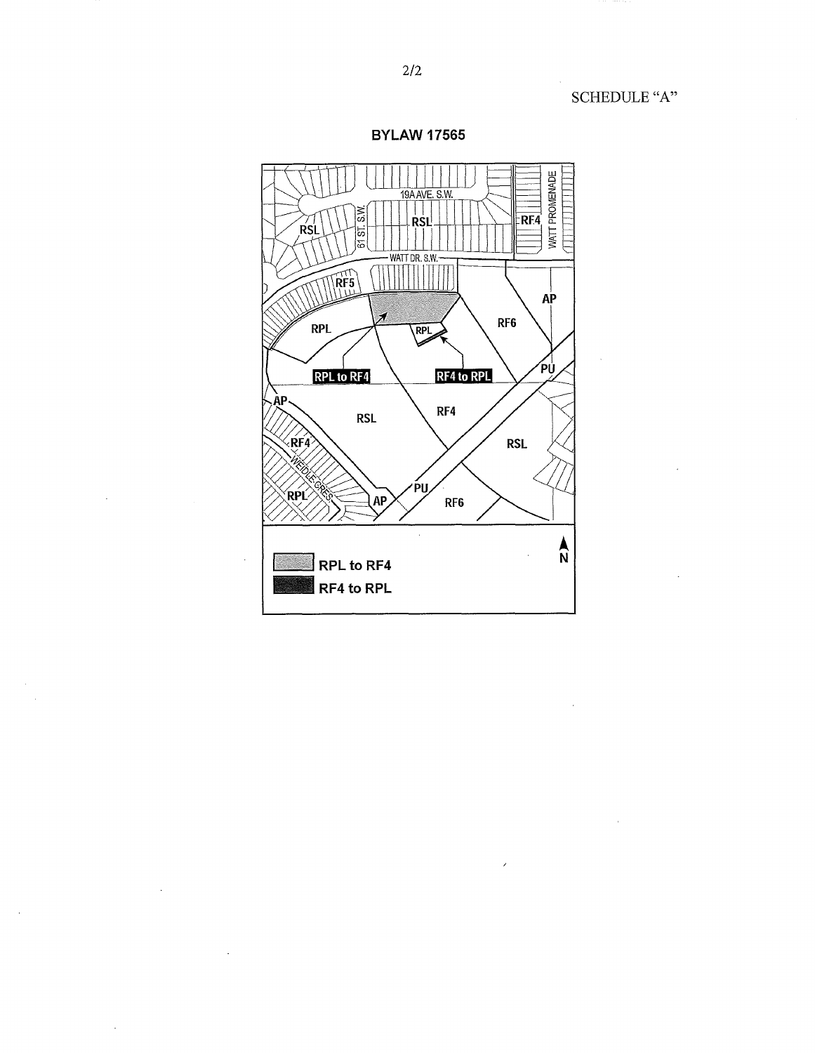SCHEDULE "A"

**BYLAW 17565**

19A AVE. S.W.

61 ST. S.W.

WATT PROMENADE

WATT DR. S.W.

WEIDLE CRES.

RSL

RSL

RF4

RF5

RPL

RPL

AP

RF6

PU

RPL to RF4

RF4 to RPL

AP

RSL

RF4

RSL

RF4

RPL

PU

AP

RF6

N

RPL to RF4

RF4 to RPL